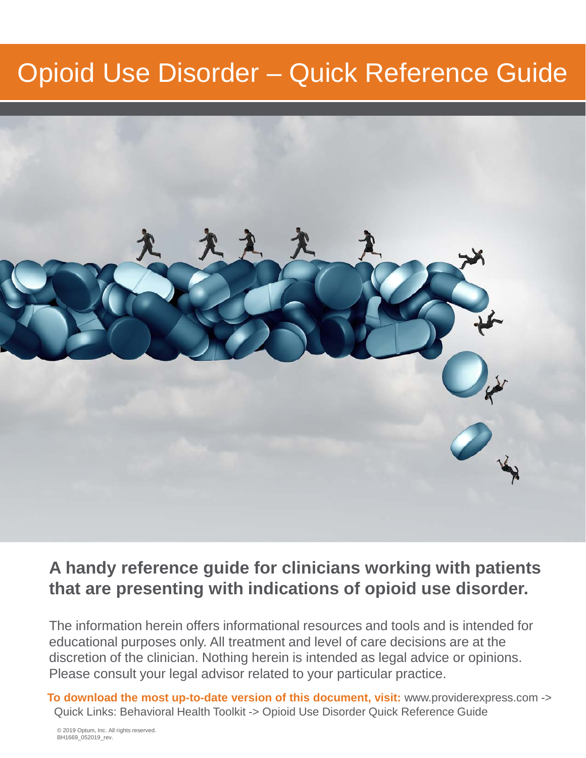# Opioid Use Disorder – Quick Reference Guide

## A handy reference guide for clinicians working with patients that are presenting with indications of opioid use disorder.

The information herein offers informational resources and tools and is intended for educational purposes only. All treatment and level of care decisions are at the discretion of the clinician. Nothing herein is intended as legal advice or opinions. Please consult your legal advisor related to your particular practice.

**To download the most up-to-date version of this document, visit:** www.providerexpress.com -> Quick Links: Behavioral Health Toolkit -> Opioid Use Disorder Quick Reference Guide

© 2019 Optum, Inc. All rights reserved.
BH1669_052019_rev.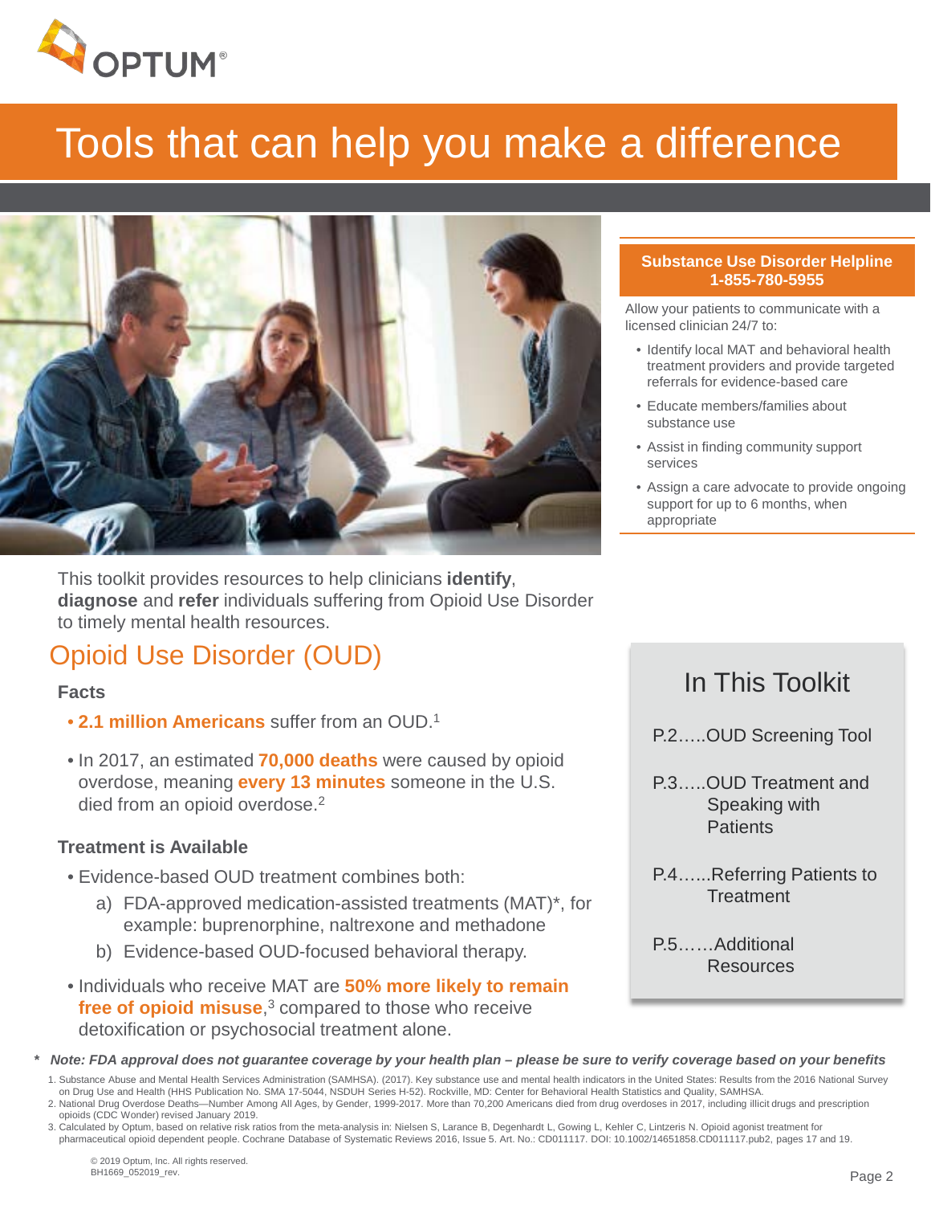# Tools that can help you make a difference

**Substance Use Disorder Helpline**
**1-855-780-5955**

Allow your patients to communicate with a licensed clinician 24/7 to:

- Identify local MAT and behavioral health treatment providers and provide targeted referrals for evidence-based care
- Educate members/families about substance use
- Assist in finding community support services
- Assign a care advocate to provide ongoing support for up to 6 months, when appropriate

This toolkit provides resources to help clinicians **identify**, **diagnose** and **refer** individuals suffering from Opioid Use Disorder to timely mental health resources.

## Opioid Use Disorder (OUD)

### Facts

- **2.1 million Americans** suffer from an OUD.[1]
- In 2017, an estimated **70,000 deaths** were caused by opioid overdose, meaning **every 13 minutes** someone in the U.S. died from an opioid overdose.[2]

### Treatment is Available

- Evidence-based OUD treatment combines both:
  a) FDA-approved medication-assisted treatments (MAT)*, for example: buprenorphine, naltrexone and methadone
  b) Evidence-based OUD-focused behavioral therapy.
- Individuals who receive MAT are **50% more likely to remain free of opioid misuse**,[3] compared to those who receive detoxification or psychosocial treatment alone.

## In This Toolkit

P.2.....OUD Screening Tool

P.3.....OUD Treatment and Speaking with Patients

P.4......Referring Patients to Treatment

P.5......Additional Resources

*** *Note: FDA approval does not guarantee coverage by your health plan – please be sure to verify coverage based on your benefits***

1. Substance Abuse and Mental Health Services Administration (SAMHSA). (2017). Key substance use and mental health indicators in the United States: Results from the 2016 National Survey on Drug Use and Health (HHS Publication No. SMA 17-5044, NSDUH Series H-52). Rockville, MD: Center for Behavioral Health Statistics and Quality, SAMHSA.
2. National Drug Overdose Deaths—Number Among All Ages, by Gender, 1999-2017. More than 70,200 Americans died from drug overdoses in 2017, including illicit drugs and prescription opioids (CDC Wonder) revised January 2019.
3. Calculated by Optum, based on relative risk ratios from the meta-analysis in: Nielsen S, Larance B, Degenhardt L, Gowing L, Kehler C, Lintzeris N. Opioid agonist treatment for pharmaceutical opioid dependent people. Cochrane Database of Systematic Reviews 2016, Issue 5. Art. No.: CD011117. DOI: 10.1002/14651858.CD011117.pub2, pages 17 and 19.

© 2019 Optum, Inc. All rights reserved.
BH1669_052019_rev.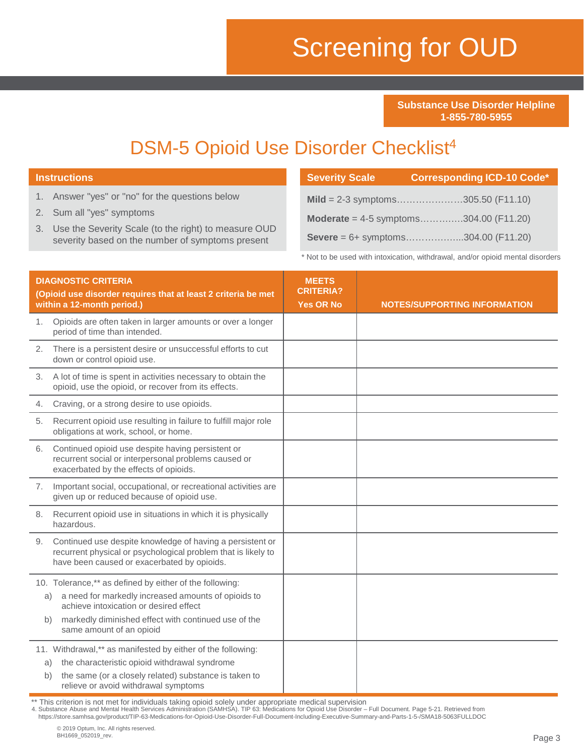# Screening for OUD

**Substance Use Disorder Helpline**
**1-855-780-5955**

## DSM-5 Opioid Use Disorder Checklist[4]

**Instructions**

1. Answer "yes" or "no" for the questions below
2. Sum all "yes" symptoms
3. Use the Severity Scale (to the right) to measure OUD severity based on the number of symptoms present

| Severity Scale | Corresponding ICD-10 Code* |
|---|---|
| **Mild** = 2-3 symptoms | 305.50 (F11.10) |
| **Moderate** = 4-5 symptoms | 304.00 (F11.20) |
| **Severe** = 6+ symptoms | 304.00 (F11.20) |

\* Not to be used with intoxication, withdrawal, and/or opioid mental disorders

| DIAGNOSTIC CRITERIA (Opioid use disorder requires that at least 2 criteria be met within a 12-month period.) | MEETS CRITERIA? Yes OR No | NOTES/SUPPORTING INFORMATION |
|---|---|---|
| 1. Opioids are often taken in larger amounts or over a longer period of time than intended. | | |
| 2. There is a persistent desire or unsuccessful efforts to cut down or control opioid use. | | |
| 3. A lot of time is spent in activities necessary to obtain the opioid, use the opioid, or recover from its effects. | | |
| 4. Craving, or a strong desire to use opioids. | | |
| 5. Recurrent opioid use resulting in failure to fulfill major role obligations at work, school, or home. | | |
| 6. Continued opioid use despite having persistent or recurrent social or interpersonal problems caused or exacerbated by the effects of opioids. | | |
| 7. Important social, occupational, or recreational activities are given up or reduced because of opioid use. | | |
| 8. Recurrent opioid use in situations in which it is physically hazardous. | | |
| 9. Continued use despite knowledge of having a persistent or recurrent physical or psychological problem that is likely to have been caused or exacerbated by opioids. | | |
| 10. Tolerance,** as defined by either of the following: a) a need for markedly increased amounts of opioids to achieve intoxication or desired effect b) markedly diminished effect with continued use of the same amount of an opioid | | |
| 11. Withdrawal,** as manifested by either of the following: a) the characteristic opioid withdrawal syndrome b) the same (or a closely related) substance is taken to relieve or avoid withdrawal symptoms | | |

** This criterion is not met for individuals taking opioid solely under appropriate medical supervision

4. Substance Abuse and Mental Health Services Administration (SAMHSA). TIP 63: Medications for Opioid Use Disorder – Full Document. Page 5-21. Retrieved from https://store.samhsa.gov/product/TIP-63-Medications-for-Opioid-Use-Disorder-Full-Document-Including-Executive-Summary-and-Parts-1-5-/SMA18-5063FULLDOC

© 2019 Optum, Inc. All rights reserved.
BH1669_052019_rev.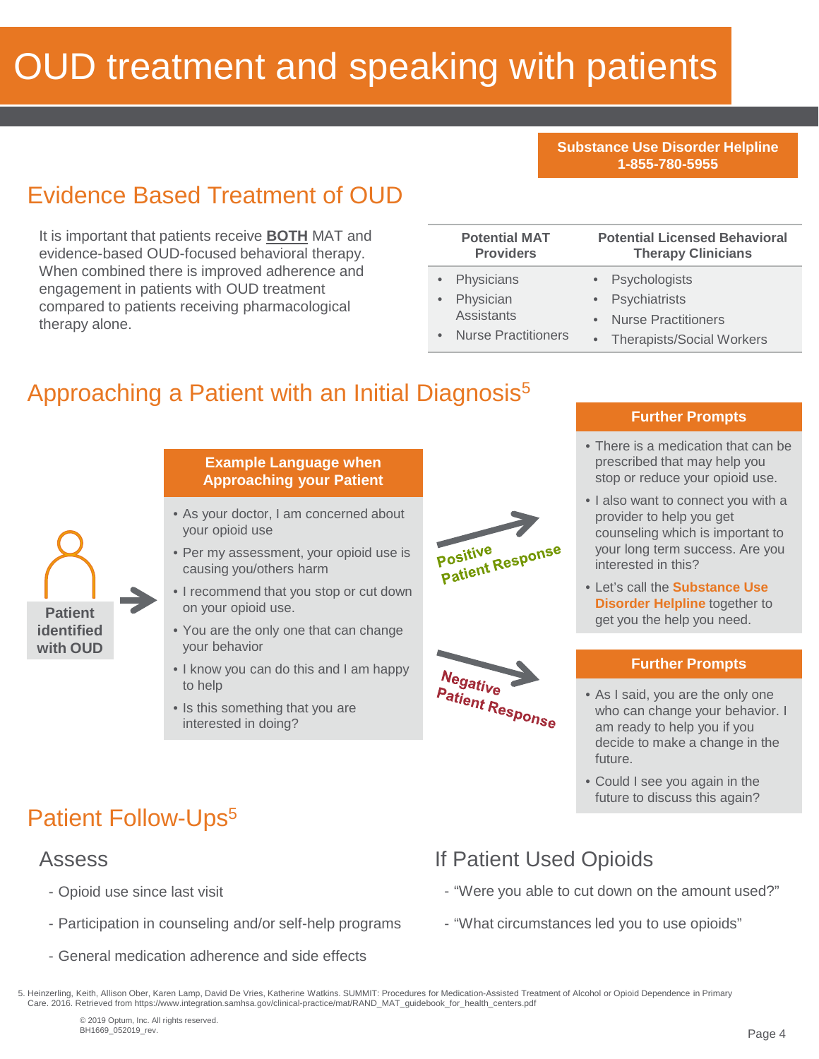# OUD treatment and speaking with patients

**Substance Use Disorder Helpline**
**1-855-780-5955**

## Evidence Based Treatment of OUD

It is important that patients receive **BOTH** MAT and evidence-based OUD-focused behavioral therapy. When combined there is improved adherence and engagement in patients with OUD treatment compared to patients receiving pharmacological therapy alone.

| Potential MAT Providers | Potential Licensed Behavioral Therapy Clinicians |
|---|---|
| • Physicians<br>• Physician Assistants<br>• Nurse Practitioners | • Psychologists<br>• Psychiatrists<br>• Nurse Practitioners<br>• Therapists/Social Workers |

## Approaching a Patient with an Initial Diagnosis[5]

**Patient identified with OUD**

### Example Language when Approaching your Patient

- As your doctor, I am concerned about your opioid use
- Per my assessment, your opioid use is causing you/others harm
- I recommend that you stop or cut down on your opioid use.
- You are the only one that can change your behavior
- I know you can do this and I am happy to help
- Is this something that you are interested in doing?

**Positive Patient Response**

### Further Prompts

- There is a medication that can be prescribed that may help you stop or reduce your opioid use.
- I also want to connect you with a provider to help you get counseling which is important to your long term success. Are you interested in this?
- Let's call the **Substance Use Disorder Helpline** together to get you the help you need.

**Negative Patient Response**

### Further Prompts

- As I said, you are the only one who can change your behavior. I am ready to help you if you decide to make a change in the future.
- Could I see you again in the future to discuss this again?

## Patient Follow-Ups[5]

### Assess

- Opioid use since last visit
- Participation in counseling and/or self-help programs
- General medication adherence and side effects

### If Patient Used Opioids

- "Were you able to cut down on the amount used?"
- "What circumstances led you to use opioids"

5. Heinzerling, Keith, Allison Ober, Karen Lamp, David De Vries, Katherine Watkins. SUMMIT: Procedures for Medication-Assisted Treatment of Alcohol or Opioid Dependence in Primary Care. 2016. Retrieved from https://www.integration.samhsa.gov/clinical-practice/mat/RAND_MAT_guidebook_for_health_centers.pdf

© 2019 Optum, Inc. All rights reserved.
BH1669_052019_rev.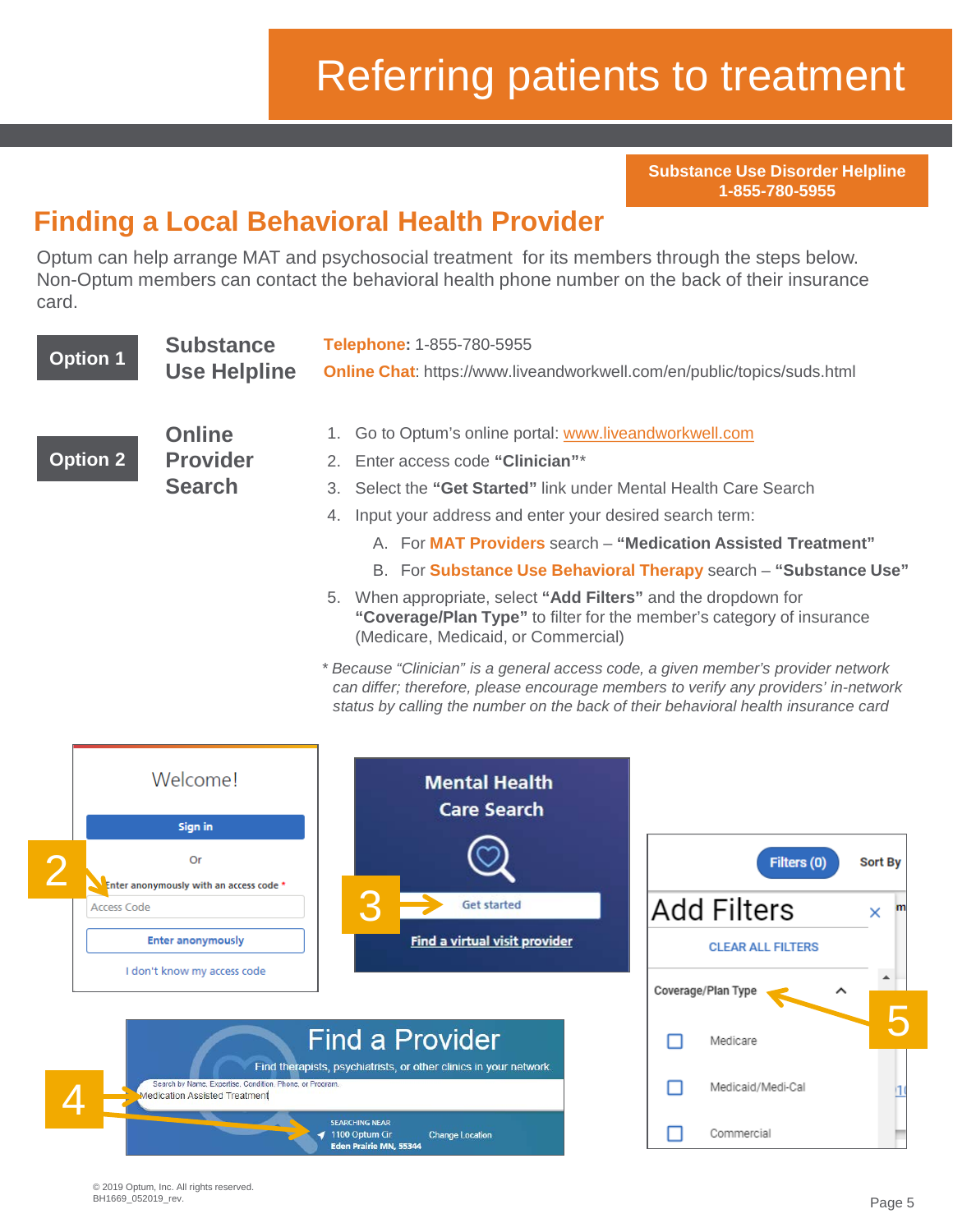# Referring patients to treatment

**Substance Use Disorder Helpline**
**1-855-780-5955**

## Finding a Local Behavioral Health Provider

Optum can help arrange MAT and psychosocial treatment for its members through the steps below. Non-Optum members can contact the behavioral health phone number on the back of their insurance card.

### Option 1 — Substance Use Helpline

**Telephone:** 1-855-780-5955

**Online Chat**: https://www.liveandworkwell.com/en/public/topics/suds.html

### Option 2 — Online Provider Search

1. Go to Optum's online portal: www.liveandworkwell.com
2. Enter access code **"Clinician"***
3. Select the **"Get Started"** link under Mental Health Care Search
4. Input your address and enter your desired search term:
   A. For **MAT Providers** search – **"Medication Assisted Treatment"**
   B. For **Substance Use Behavioral Therapy** search – **"Substance Use"**
5. When appropriate, select **"Add Filters"** and the dropdown for **"Coverage/Plan Type"** to filter for the member's category of insurance (Medicare, Medicaid, or Commercial)

*\* Because "Clinician" is a general access code, a given member's provider network can differ; therefore, please encourage members to verify any providers' in-network status by calling the number on the back of their behavioral health insurance card*

© 2019 Optum, Inc. All rights reserved.
BH1669_052019_rev.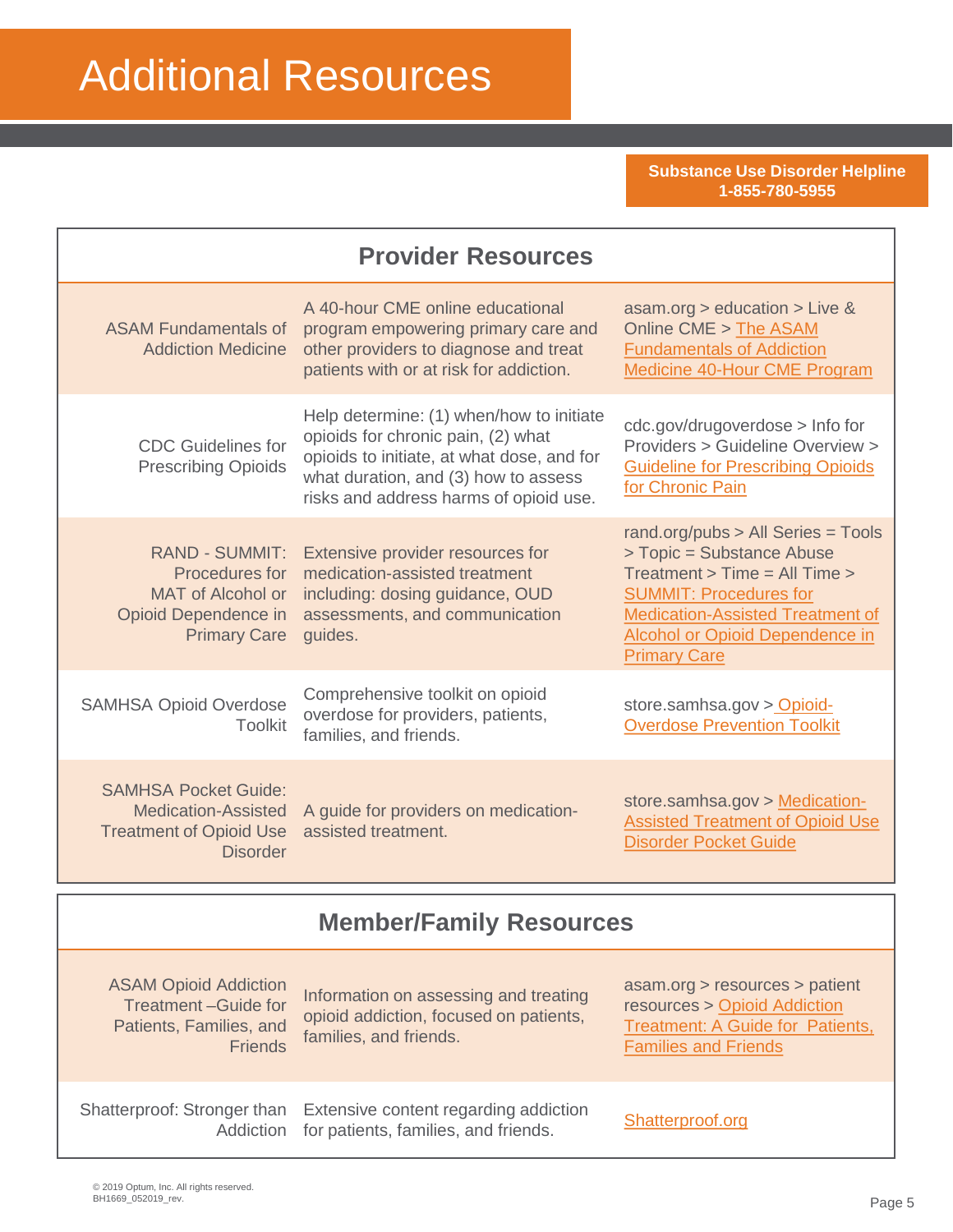# Additional Resources

**Substance Use Disorder Helpline**
**1-855-780-5955**

## Provider Resources

| | | |
|---|---|---|
| ASAM Fundamentals of Addiction Medicine | A 40-hour CME online educational program empowering primary care and other providers to diagnose and treat patients with or at risk for addiction. | asam.org > education > Live & Online CME > The ASAM Fundamentals of Addiction Medicine 40-Hour CME Program |
| CDC Guidelines for Prescribing Opioids | Help determine: (1) when/how to initiate opioids for chronic pain, (2) what opioids to initiate, at what dose, and for what duration, and (3) how to assess risks and address harms of opioid use. | cdc.gov/drugoverdose > Info for Providers > Guideline Overview > Guideline for Prescribing Opioids for Chronic Pain |
| RAND - SUMMIT: Procedures for MAT of Alcohol or Opioid Dependence in Primary Care | Extensive provider resources for medication-assisted treatment including: dosing guidance, OUD assessments, and communication guides. | rand.org/pubs > All Series = Tools > Topic = Substance Abuse Treatment > Time = All Time > SUMMIT: Procedures for Medication-Assisted Treatment of Alcohol or Opioid Dependence in Primary Care |
| SAMHSA Opioid Overdose Toolkit | Comprehensive toolkit on opioid overdose for providers, patients, families, and friends. | store.samhsa.gov > Opioid-Overdose Prevention Toolkit |
| SAMHSA Pocket Guide: Medication-Assisted Treatment of Opioid Use Disorder | A guide for providers on medication-assisted treatment. | store.samhsa.gov > Medication-Assisted Treatment of Opioid Use Disorder Pocket Guide |

## Member/Family Resources

| | | |
|---|---|---|
| ASAM Opioid Addiction Treatment –Guide for Patients, Families, and Friends | Information on assessing and treating opioid addiction, focused on patients, families, and friends. | asam.org > resources > patient resources > Opioid Addiction Treatment: A Guide for Patients, Families and Friends |
| Shatterproof: Stronger than Addiction | Extensive content regarding addiction for patients, families, and friends. | Shatterproof.org |

© 2019 Optum, Inc. All rights reserved.
BH1669_052019_rev.